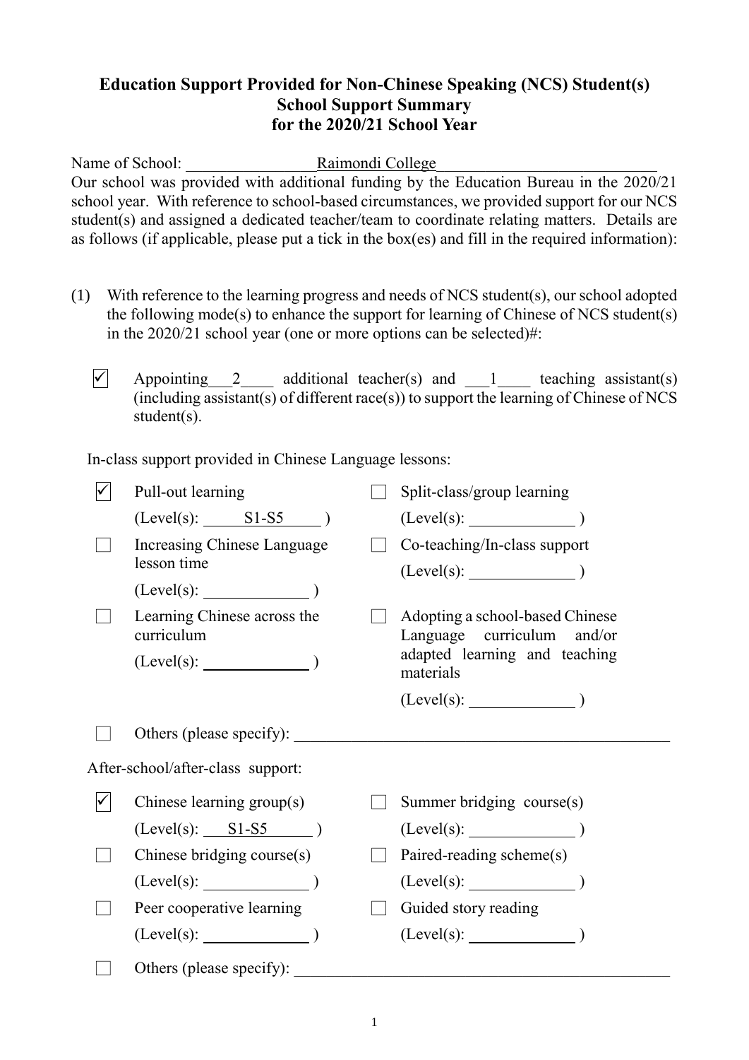# Education Support Provided for Non-Chinese Speaking (NCS) Student(s)
## School Support Summary
## for the 2020/21 School Year

Name of School: Raimondi College

Our school was provided with additional funding by the Education Bureau in the 2020/21 school year. With reference to school-based circumstances, we provided support for our NCS student(s) and assigned a dedicated teacher/team to coordinate relating matters. Details are as follows (if applicable, please put a tick in the box(es) and fill in the required information):

(1) With reference to the learning progress and needs of NCS student(s), our school adopted the following mode(s) to enhance the support for learning of Chinese of NCS student(s) in the 2020/21 school year (one or more options can be selected)#:

☑ Appointing \_\_2\_\_ additional teacher(s) and \_\_1\_\_ teaching assistant(s) (including assistant(s) of different race(s)) to support the learning of Chinese of NCS student(s).

In-class support provided in Chinese Language lessons:

- ☑ Pull-out learning (Level(s): S1-S5 )
- ☐ Split-class/group learning (Level(s): \_\_\_\_\_\_ )
- ☐ Increasing Chinese Language lesson time (Level(s): \_\_\_\_\_\_ )
- ☐ Co-teaching/In-class support (Level(s): \_\_\_\_\_\_ )
- ☐ Learning Chinese across the curriculum (Level(s): \_\_\_\_\_\_ )
- ☐ Adopting a school-based Chinese Language curriculum and/or adapted learning and teaching materials (Level(s): \_\_\_\_\_\_ )
- ☐ Others (please specify): \_\_\_\_\_\_

After-school/after-class support:

- ☑ Chinese learning group(s) (Level(s): S1-S5 )
- ☐ Summer bridging course(s) (Level(s): \_\_\_\_\_\_ )
- ☐ Chinese bridging course(s) (Level(s): \_\_\_\_\_\_ )
- ☐ Paired-reading scheme(s) (Level(s): \_\_\_\_\_\_ )
- ☐ Peer cooperative learning (Level(s): \_\_\_\_\_\_ )
- ☐ Guided story reading (Level(s): \_\_\_\_\_\_ )
- ☐ Others (please specify): \_\_\_\_\_\_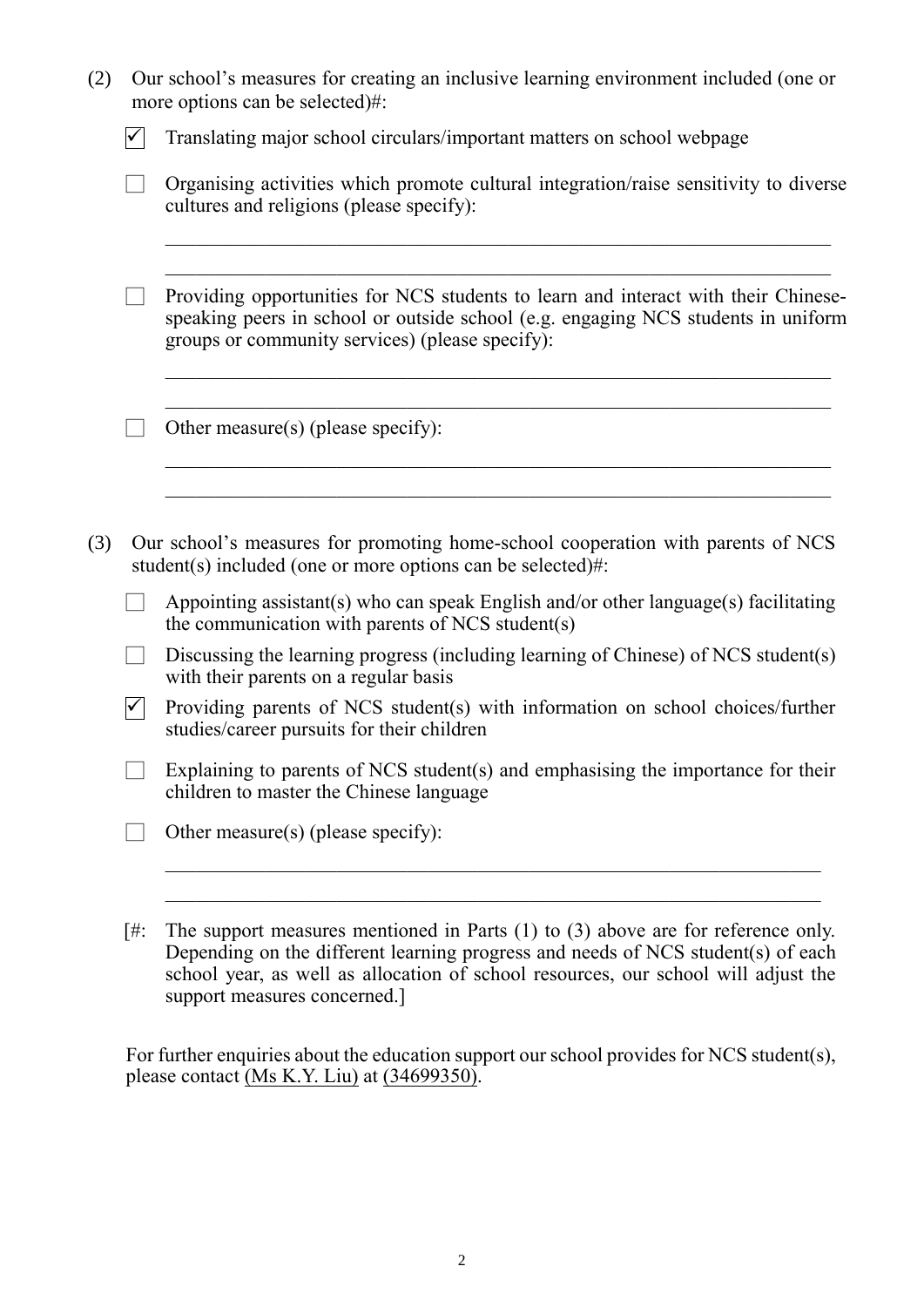(2) Our school's measures for creating an inclusive learning environment included (one or more options can be selected)#:

- [x] Translating major school circulars/important matters on school webpage
- [ ] Organising activities which promote cultural integration/raise sensitivity to diverse cultures and religions (please specify):

  ____________________________________________________________________

  ____________________________________________________________________

- [ ] Providing opportunities for NCS students to learn and interact with their Chinese-speaking peers in school or outside school (e.g. engaging NCS students in uniform groups or community services) (please specify):

  ____________________________________________________________________

  ____________________________________________________________________

- [ ] Other measure(s) (please specify):

  ____________________________________________________________________

  ____________________________________________________________________

(3) Our school's measures for promoting home-school cooperation with parents of NCS student(s) included (one or more options can be selected)#:

- [ ] Appointing assistant(s) who can speak English and/or other language(s) facilitating the communication with parents of NCS student(s)
- [ ] Discussing the learning progress (including learning of Chinese) of NCS student(s) with their parents on a regular basis
- [x] Providing parents of NCS student(s) with information on school choices/further studies/career pursuits for their children
- [ ] Explaining to parents of NCS student(s) and emphasising the importance for their children to master the Chinese language
- [ ] Other measure(s) (please specify):

  ____________________________________________________________________

  ____________________________________________________________________

[#: The support measures mentioned in Parts (1) to (3) above are for reference only. Depending on the different learning progress and needs of NCS student(s) of each school year, as well as allocation of school resources, our school will adjust the support measures concerned.]

For further enquiries about the education support our school provides for NCS student(s), please contact (Ms K.Y. Liu) at (34699350).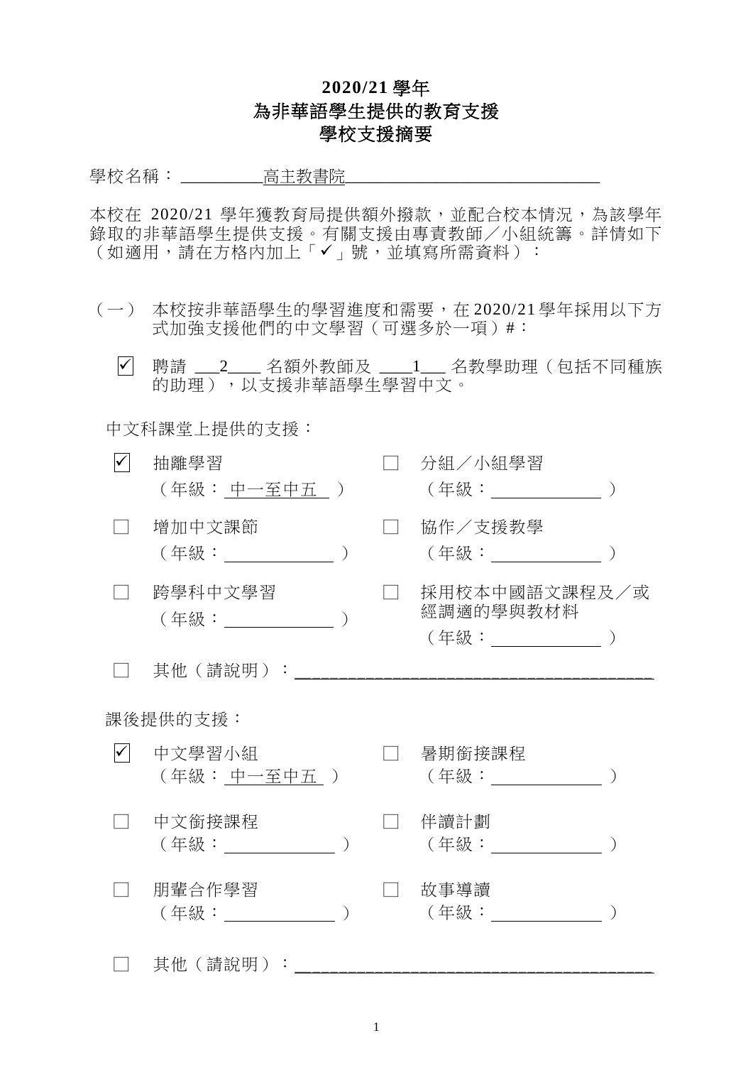# 2020/21 學年

# 為非華語學生提供的教育支援

# 學校支援摘要

學校名稱：＿＿＿＿高主教書院＿＿＿＿＿＿＿＿＿＿＿＿＿＿

本校在 2020/21 學年獲教育局提供額外撥款，並配合校本情況，為該學年錄取的非華語學生提供支援。有關支援由專責教師／小組統籌。詳情如下（如適用，請在方格內加上「✓」號，並填寫所需資料）：

（一） 本校按非華語學生的學習進度和需要，在 2020/21 學年採用以下方式加強支援他們的中文學習（可選多於一項）#：

☑ 聘請 ＿2＿ 名額外教師及 ＿1＿ 名教學助理（包括不同種族的助理），以支援非華語學生學習中文。

中文科課堂上提供的支援：

☑ 抽離學習（年級：中一至中五）

☐ 分組／小組學習（年級：＿＿＿＿）

☐ 增加中文課節（年級：＿＿＿＿）

☐ 協作／支援教學（年級：＿＿＿＿）

☐ 跨學科中文學習（年級：＿＿＿＿）

☐ 採用校本中國語文課程及／或經調適的學與教材料（年級：＿＿＿＿）

☐ 其他（請說明）：＿＿＿＿＿＿＿＿＿＿＿＿＿＿＿＿＿＿＿＿

課後提供的支援：

☑ 中文學習小組（年級：中一至中五）

☐ 暑期銜接課程（年級：＿＿＿＿）

☐ 中文銜接課程（年級：＿＿＿＿）

☐ 伴讀計劃（年級：＿＿＿＿）

☐ 朋輩合作學習（年級：＿＿＿＿）

☐ 故事導讀（年級：＿＿＿＿）

☐ 其他（請說明）：＿＿＿＿＿＿＿＿＿＿＿＿＿＿＿＿＿＿＿＿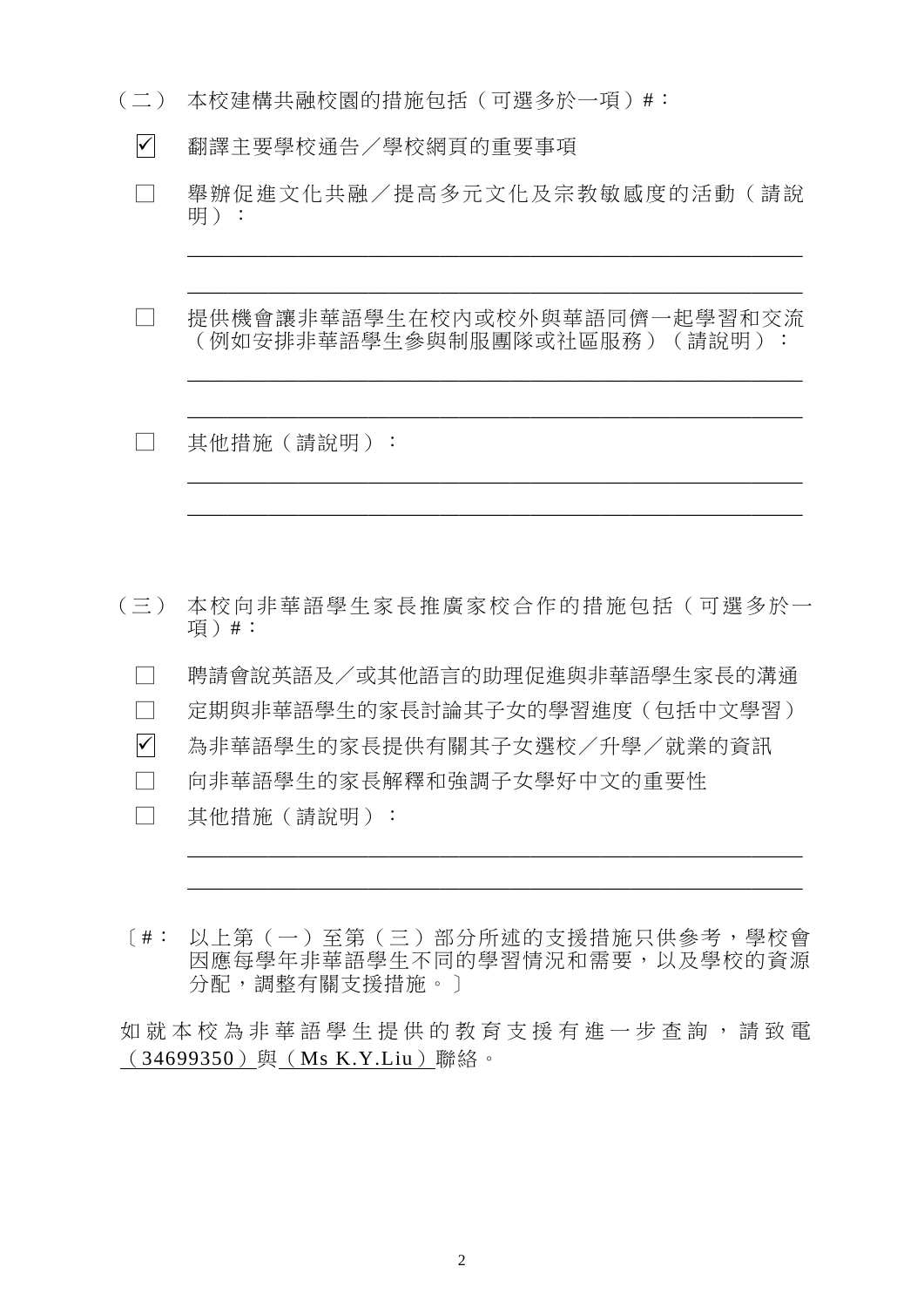（二） 本校建構共融校園的措施包括（可選多於一項）#：

☑ 翻譯主要學校通告／學校網頁的重要事項

☐ 舉辦促進文化共融／提高多元文化及宗教敏感度的活動（請說明）：

________________________________________________

________________________________________________

☐ 提供機會讓非華語學生在校內或校外與華語同儕一起學習和交流（例如安排非華語學生參與制服團隊或社區服務）（請說明）：

________________________________________________

________________________________________________

☐ 其他措施（請說明）：

________________________________________________

________________________________________________

（三） 本校向非華語學生家長推廣家校合作的措施包括（可選多於一項）#：

☐ 聘請會說英語及／或其他語言的助理促進與非華語學生家長的溝通

☐ 定期與非華語學生的家長討論其子女的學習進度（包括中文學習）

☑ 為非華語學生的家長提供有關其子女選校／升學／就業的資訊

☐ 向非華語學生的家長解釋和強調子女學好中文的重要性

☐ 其他措施（請說明）：

________________________________________________

________________________________________________

〔#： 以上第（一）至第（三）部分所述的支援措施只供參考，學校會因應每學年非華語學生不同的學習情況和需要，以及學校的資源分配，調整有關支援措施。〕

如就本校為非華語學生提供的教育支援有進一步查詢，請致電（34699350）與（Ms K.Y.Liu）聯絡。